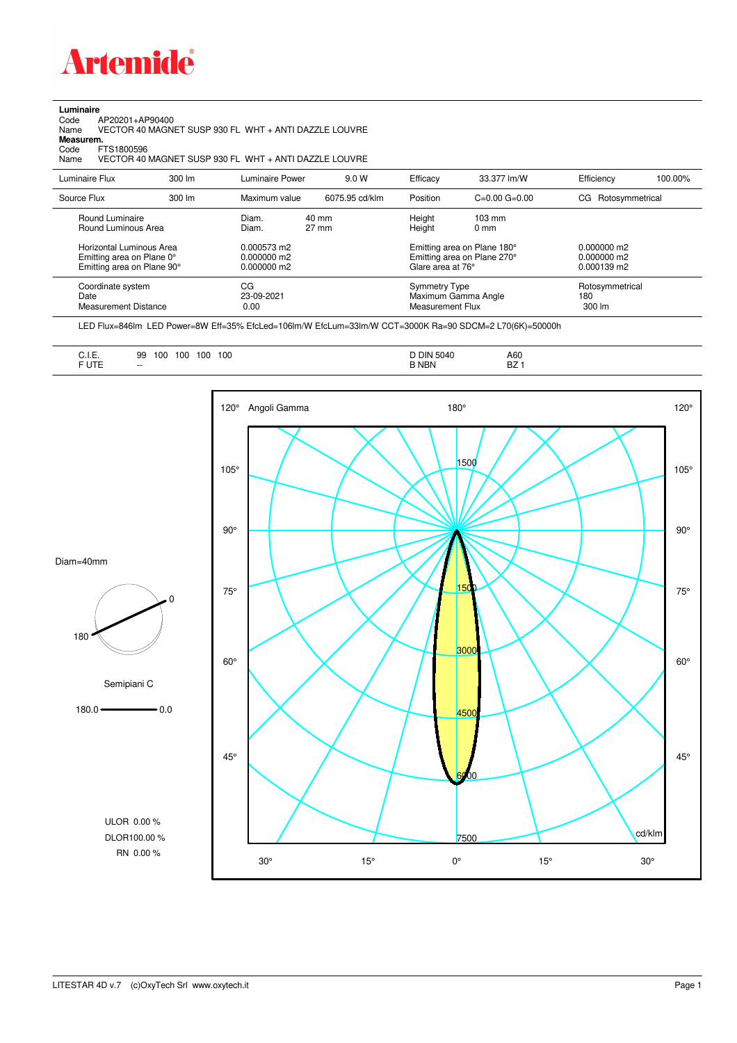# Artemide

**Luminaire**

Code AP20201+AP90400
Name VECTOR 40 MAGNET SUSP 930 FL WHT + ANTI DAZZLE LOUVRE

**Measurem.**

Code FTS1800596
Name VECTOR 40 MAGNET SUSP 930 FL WHT + ANTI DAZZLE LOUVRE

| Luminaire Flux | 300 lm | Luminaire Power | 9.0 W | Efficacy | 33.377 lm/W | Efficiency | 100.00% |
|---|---|---|---|---|---|---|---|
| Source Flux | 300 lm | Maximum value | 6075.95 cd/klm | Position | C=0.00 G=0.00 | CG | Rotosymmetrical |

| | | | | |
|---|---|---|---|---|
| Round Luminaire | Diam. 40 mm | Height 103 mm | | |
| Round Luminous Area | Diam. 27 mm | Height 0 mm | | |
| Horizontal Luminous Area | 0.000573 m2 | Emitting area on Plane 180° | 0.000000 m2 |
| Emitting area on Plane 0° | 0.000000 m2 | Emitting area on Plane 270° | 0.000000 m2 |
| Emitting area on Plane 90° | 0.000000 m2 | Glare area at 76° | 0.000139 m2 |

| | | | |
|---|---|---|---|
| Coordinate system | CG | Symmetry Type | Rotosymmetrical |
| Date | 23-09-2021 | Maximum Gamma Angle | 180 |
| Measurement Distance | 0.00 | Measurement Flux | 300 lm |

LED Flux=846lm LED Power=8W Eff=35% EfcLed=106lm/W EfcLum=33lm/W CCT=3000K Ra=90 SDCM=2 L70(6K)=50000h

| | | | |
|---|---|---|---|
| C.I.E. | 99 100 100 100 100 | D DIN 5040 | A60 |
| F UTE | -- | B NBN | BZ 1 |

Diam=40mm

Semipiani C

180.0 — 0.0

ULOR 0.00 %
DLOR 100.00 %
RN 0.00 %

Angoli Gamma

cd/klm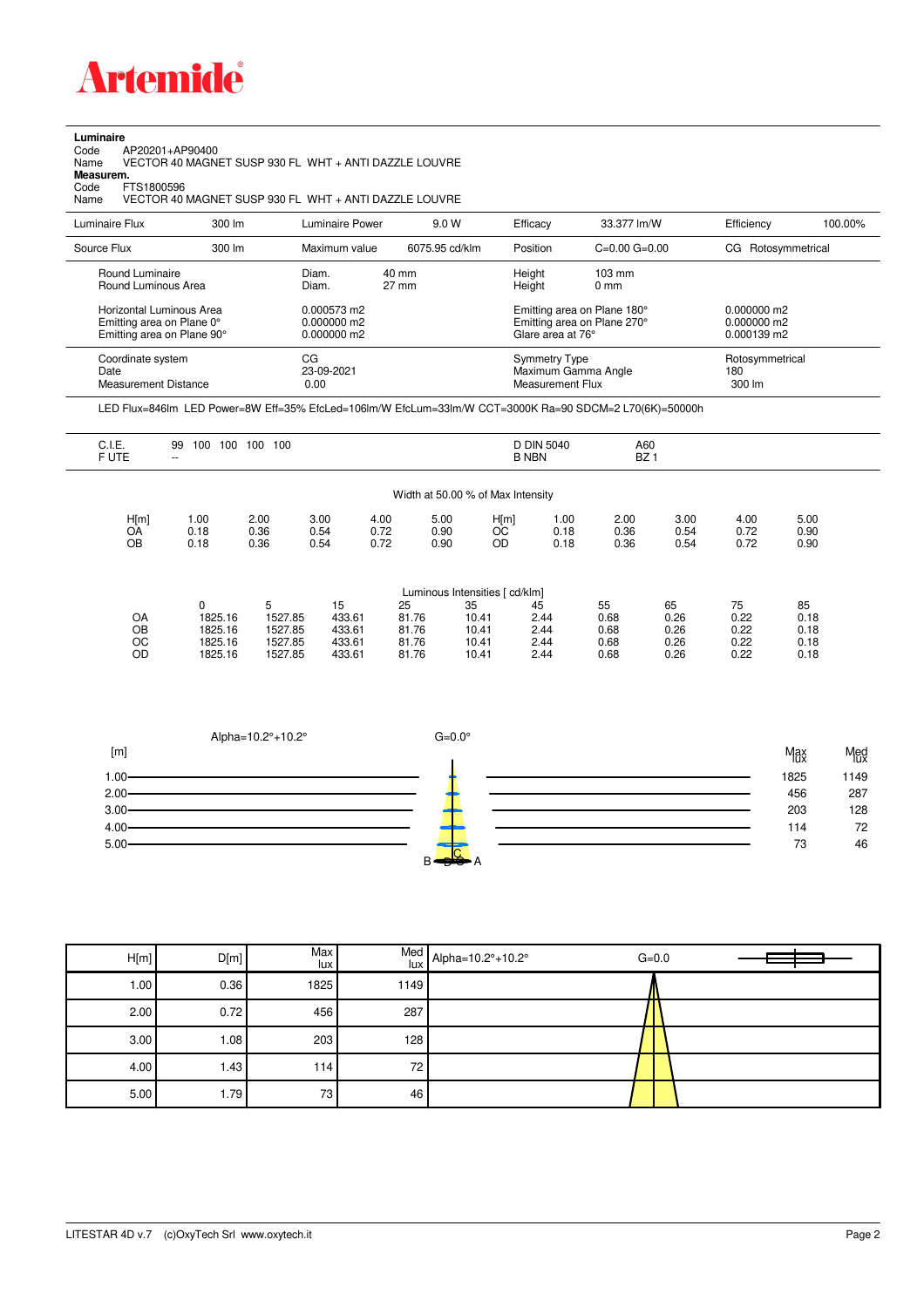Artemide

**Luminaire**
Code AP20201+AP90400
Name VECTOR 40 MAGNET SUSP 930 FL WHT + ANTI DAZZLE LOUVRE
**Measurem.**
Code FTS1800596
Name VECTOR 40 MAGNET SUSP 930 FL WHT + ANTI DAZZLE LOUVRE

| | | | | | | | |
|---|---|---|---|---|---|---|---|
| Luminaire Flux | 300 lm | Luminaire Power | 9.0 W | Efficacy | 33.377 lm/W | Efficiency | 100.00% |
| Source Flux | 300 lm | Maximum value | 6075.95 cd/klm | Position | C=0.00 G=0.00 | CG | Rotosymmetrical |

| | | | | | |
|---|---|---|---|---|---|
| Round Luminaire | Diam. | 40 mm | Height | 103 mm | |
| Round Luminous Area | Diam. | 27 mm | Height | 0 mm | |
| Horizontal Luminous Area | 0.000573 m2 | | Emitting area on Plane 180° | | 0.000000 m2 |
| Emitting area on Plane 0° | 0.000000 m2 | | Emitting area on Plane 270° | | 0.000000 m2 |
| Emitting area on Plane 90° | 0.000000 m2 | | Glare area at 76° | | 0.000139 m2 |

| | | | |
|---|---|---|---|
| Coordinate system | CG | Symmetry Type | Rotosymmetrical |
| Date | 23-09-2021 | Maximum Gamma Angle | 180 |
| Measurement Distance | 0.00 | Measurement Flux | 300 lm |

LED Flux=846lm LED Power=8W Eff=35% EfcLed=106lm/W EfcLum=33lm/W CCT=3000K Ra=90 SDCM=2 L70(6K)=50000h

| | | | |
|---|---|---|---|
| C.I.E. | 99 100 100 100 100 | D DIN 5040 | A60 |
| F UTE | -- | B NBN | BZ 1 |

Width at 50.00 % of Max Intensity

| H[m] | 1.00 | 2.00 | 3.00 | 4.00 | 5.00 | H[m] | 1.00 | 2.00 | 3.00 | 4.00 | 5.00 |
|---|---|---|---|---|---|---|---|---|---|---|---|
| OA | 0.18 | 0.36 | 0.54 | 0.72 | 0.90 | OC | 0.18 | 0.36 | 0.54 | 0.72 | 0.90 |
| OB | 0.18 | 0.36 | 0.54 | 0.72 | 0.90 | OD | 0.18 | 0.36 | 0.54 | 0.72 | 0.90 |

Luminous Intensities [ cd/klm]

| | 0 | 5 | 15 | 25 | 35 | 45 | 55 | 65 | 75 | 85 |
|---|---|---|---|---|---|---|---|---|---|---|
| OA | 1825.16 | 1527.85 | 433.61 | 81.76 | 10.41 | 2.44 | 0.68 | 0.26 | 0.22 | 0.18 |
| OB | 1825.16 | 1527.85 | 433.61 | 81.76 | 10.41 | 2.44 | 0.68 | 0.26 | 0.22 | 0.18 |
| OC | 1825.16 | 1527.85 | 433.61 | 81.76 | 10.41 | 2.44 | 0.68 | 0.26 | 0.22 | 0.18 |
| OD | 1825.16 | 1527.85 | 433.61 | 81.76 | 10.41 | 2.44 | 0.68 | 0.26 | 0.22 | 0.18 |

Alpha=10.2°+10.2°
G=0.0°
[m]
Max lux
Med lux
1.00 1825 1149
2.00 456 287
3.00 203 128
4.00 114 72
5.00 73 46
B D C A

| H[m] | D[m] | Max lux | Med lux | Alpha=10.2°+10.2° G=0.0 |
|---|---|---|---|---|
| 1.00 | 0.36 | 1825 | 1149 | |
| 2.00 | 0.72 | 456 | 287 | |
| 3.00 | 1.08 | 203 | 128 | |
| 4.00 | 1.43 | 114 | 72 | |
| 5.00 | 1.79 | 73 | 46 | |

LITESTAR 4D v.7 (c)OxyTech Srl www.oxytech.it